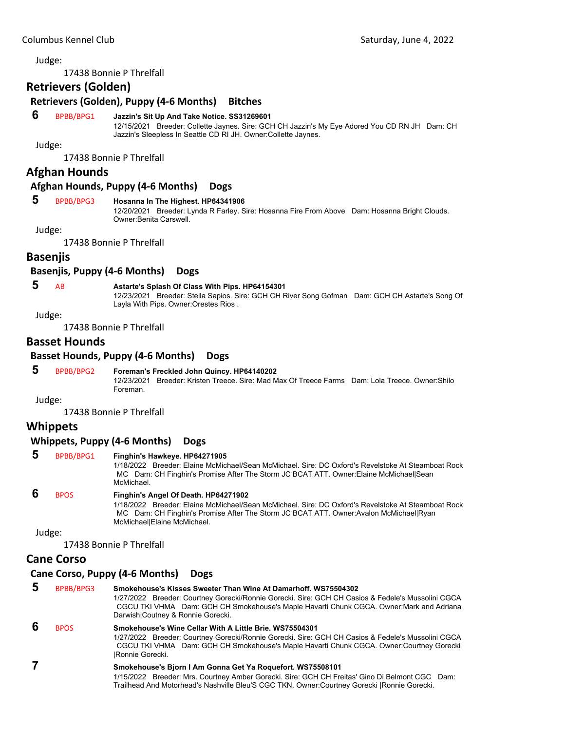Judge:

17438 Bonnie P Threlfall

## Retrievers (Golden)

### Retrievers (Golden), Puppy (4-6 Months) Bitches

**6** BPBB/BPG1 **Jazzin's Sit Up And Take Notice. SS31269601**
12/15/2021 Breeder: Collette Jaynes. Sire: GCH CH Jazzin's My Eye Adored You CD RN JH Dam: CH Jazzin's Sleepless In Seattle CD RI JH. Owner:Collette Jaynes.

Judge:

17438 Bonnie P Threlfall

## Afghan Hounds

### Afghan Hounds, Puppy (4-6 Months) Dogs

**5** BPBB/BPG3 **Hosanna In The Highest. HP64341906**
12/20/2021 Breeder: Lynda R Farley. Sire: Hosanna Fire From Above Dam: Hosanna Bright Clouds. Owner:Benita Carswell.

Judge:

17438 Bonnie P Threlfall

## Basenjis

### Basenjis, Puppy (4-6 Months) Dogs

**5** AB **Astarte's Splash Of Class With Pips. HP64154301**
12/23/2021 Breeder: Stella Sapios. Sire: GCH CH River Song Gofman Dam: GCH CH Astarte's Song Of Layla With Pips. Owner:Orestes Rios .

Judge:

17438 Bonnie P Threlfall

## Basset Hounds

### Basset Hounds, Puppy (4-6 Months) Dogs

**5** BPBB/BPG2 **Foreman's Freckled John Quincy. HP64140202**
12/23/2021 Breeder: Kristen Treece. Sire: Mad Max Of Treece Farms Dam: Lola Treece. Owner:Shilo Foreman.

Judge:

17438 Bonnie P Threlfall

## Whippets

### Whippets, Puppy (4-6 Months) Dogs

**5** BPBB/BPG1 **Finghin's Hawkeye. HP64271905**
1/18/2022 Breeder: Elaine McMichael/Sean McMichael. Sire: DC Oxford's Revelstoke At Steamboat Rock MC Dam: CH Finghin's Promise After The Storm JC BCAT ATT. Owner:Elaine McMichael|Sean McMichael.

**6** BPOS **Finghin's Angel Of Death. HP64271902**
1/18/2022 Breeder: Elaine McMichael/Sean McMichael. Sire: DC Oxford's Revelstoke At Steamboat Rock MC Dam: CH Finghin's Promise After The Storm JC BCAT ATT. Owner:Avalon McMichael|Ryan McMichael|Elaine McMichael.

Judge:

17438 Bonnie P Threlfall

## Cane Corso

### Cane Corso, Puppy (4-6 Months) Dogs

**5** BPBB/BPG3 **Smokehouse's Kisses Sweeter Than Wine At Damarhoff. WS75504302**
1/27/2022 Breeder: Courtney Gorecki/Ronnie Gorecki. Sire: GCH CH Casios & Fedele's Mussolini CGCA CGCU TKI VHMA Dam: GCH CH Smokehouse's Maple Havarti Chunk CGCA. Owner:Mark and Adriana Darwish|Coutney & Ronnie Gorecki.

**6** BPOS **Smokehouse's Wine Cellar With A Little Brie. WS75504301**
1/27/2022 Breeder: Courtney Gorecki/Ronnie Gorecki. Sire: GCH CH Casios & Fedele's Mussolini CGCA CGCU TKI VHMA Dam: GCH CH Smokehouse's Maple Havarti Chunk CGCA. Owner:Courtney Gorecki |Ronnie Gorecki.

**7** **Smokehouse's Bjorn I Am Gonna Get Ya Roquefort. WS75508101**
1/15/2022 Breeder: Mrs. Courtney Amber Gorecki. Sire: GCH CH Freitas' Gino Di Belmont CGC Dam: Trailhead And Motorhead's Nashville Bleu'S CGC TKN. Owner:Courtney Gorecki |Ronnie Gorecki.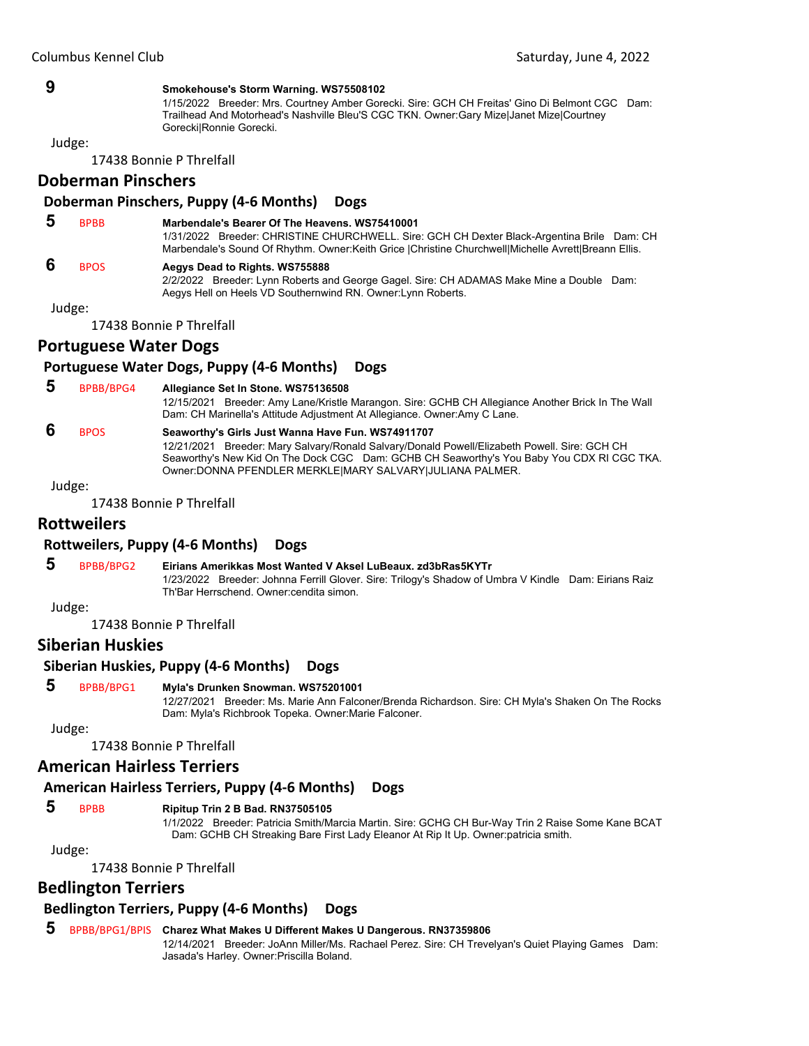**9** **Smokehouse's Storm Warning. WS75508102**
1/15/2022 Breeder: Mrs. Courtney Amber Gorecki. Sire: GCH CH Freitas' Gino Di Belmont CGC Dam: Trailhead And Motorhead's Nashville Bleu'S CGC TKN. Owner:Gary Mize|Janet Mize|Courtney Gorecki|Ronnie Gorecki.

Judge:

17438 Bonnie P Threlfall

## Doberman Pinschers

### Doberman Pinschers, Puppy (4-6 Months) Dogs

**5** BPBB **Marbendale's Bearer Of The Heavens. WS75410001**
1/31/2022 Breeder: CHRISTINE CHURCHWELL. Sire: GCH CH Dexter Black-Argentina Brile Dam: CH Marbendale's Sound Of Rhythm. Owner:Keith Grice |Christine Churchwell|Michelle Avrett|Breann Ellis.

**6** BPOS **Aegys Dead to Rights. WS755888**
2/2/2022 Breeder: Lynn Roberts and George Gagel. Sire: CH ADAMAS Make Mine a Double Dam: Aegys Hell on Heels VD Southernwind RN. Owner:Lynn Roberts.

Judge:

17438 Bonnie P Threlfall

## Portuguese Water Dogs

### Portuguese Water Dogs, Puppy (4-6 Months) Dogs

**5** BPBB/BPG4 **Allegiance Set In Stone. WS75136508**
12/15/2021 Breeder: Amy Lane/Kristle Marangon. Sire: GCHB CH Allegiance Another Brick In The Wall Dam: CH Marinella's Attitude Adjustment At Allegiance. Owner:Amy C Lane.

**6** BPOS **Seaworthy's Girls Just Wanna Have Fun. WS74911707**
12/21/2021 Breeder: Mary Salvary/Ronald Salvary/Donald Powell/Elizabeth Powell. Sire: GCH CH Seaworthy's New Kid On The Dock CGC Dam: GCHB CH Seaworthy's You Baby You CDX RI CGC TKA. Owner:DONNA PFENDLER MERKLE|MARY SALVARY|JULIANA PALMER.

Judge:

17438 Bonnie P Threlfall

## Rottweilers

### Rottweilers, Puppy (4-6 Months) Dogs

**5** BPBB/BPG2 **Eirians Amerikkas Most Wanted V Aksel LuBeaux. zd3bRas5KYTr**
1/23/2022 Breeder: Johnna Ferrill Glover. Sire: Trilogy's Shadow of Umbra V Kindle Dam: Eirians Raiz Th'Bar Herrschend. Owner:cendita simon.

Judge:

17438 Bonnie P Threlfall

## Siberian Huskies

### Siberian Huskies, Puppy (4-6 Months) Dogs

**5** BPBB/BPG1 **Myla's Drunken Snowman. WS75201001**
12/27/2021 Breeder: Ms. Marie Ann Falconer/Brenda Richardson. Sire: CH Myla's Shaken On The Rocks Dam: Myla's Richbrook Topeka. Owner:Marie Falconer.

Judge:

17438 Bonnie P Threlfall

## American Hairless Terriers

### American Hairless Terriers, Puppy (4-6 Months) Dogs

**5** BPBB **Ripitup Trin 2 B Bad. RN37505105**
1/1/2022 Breeder: Patricia Smith/Marcia Martin. Sire: GCHG CH Bur-Way Trin 2 Raise Some Kane BCAT Dam: GCHB CH Streaking Bare First Lady Eleanor At Rip It Up. Owner:patricia smith.

Judge:

17438 Bonnie P Threlfall

## Bedlington Terriers

### Bedlington Terriers, Puppy (4-6 Months) Dogs

**5** BPBB/BPG1/BPIS **Charez What Makes U Different Makes U Dangerous. RN37359806**
12/14/2021 Breeder: JoAnn Miller/Ms. Rachael Perez. Sire: CH Trevelyan's Quiet Playing Games Dam: Jasada's Harley. Owner:Priscilla Boland.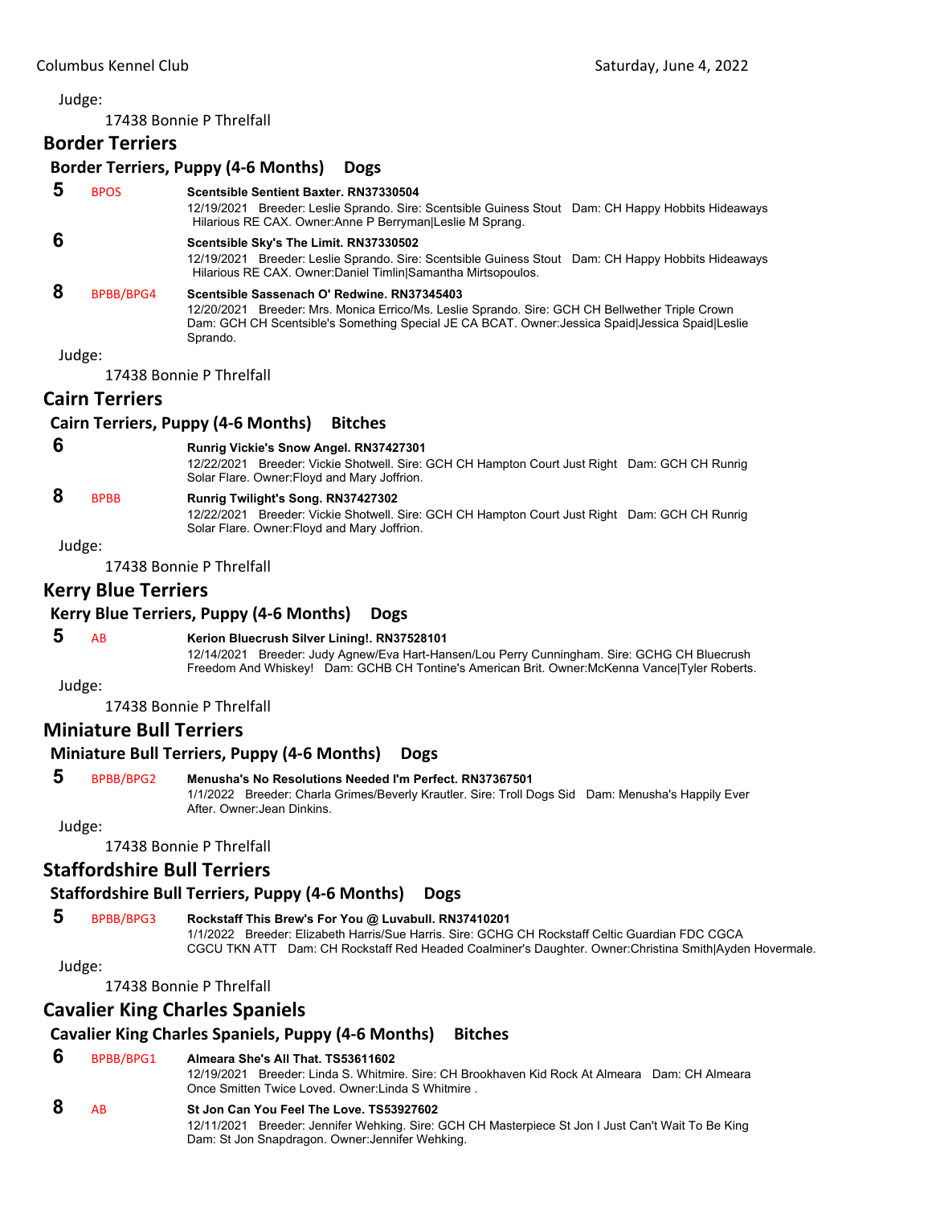Judge:

17438 Bonnie P Threlfall

## Border Terriers

### Border Terriers, Puppy (4-6 Months) Dogs

**5** BPOS **Scentsible Sentient Baxter. RN37330504**
12/19/2021 Breeder: Leslie Sprando. Sire: Scentsible Guiness Stout Dam: CH Happy Hobbits Hideaways Hilarious RE CAX. Owner:Anne P Berryman|Leslie M Sprang.

**6** **Scentsible Sky's The Limit. RN37330502**
12/19/2021 Breeder: Leslie Sprando. Sire: Scentsible Guiness Stout Dam: CH Happy Hobbits Hideaways Hilarious RE CAX. Owner:Daniel Timlin|Samantha Mirtsopoulos.

**8** BPBB/BPG4 **Scentsible Sassenach O' Redwine. RN37345403**
12/20/2021 Breeder: Mrs. Monica Errico/Ms. Leslie Sprando. Sire: GCH CH Bellwether Triple Crown Dam: GCH CH Scentsible's Something Special JE CA BCAT. Owner:Jessica Spaid|Jessica Spaid|Leslie Sprando.

Judge:

17438 Bonnie P Threlfall

## Cairn Terriers

### Cairn Terriers, Puppy (4-6 Months) Bitches

**6** **Runrig Vickie's Snow Angel. RN37427301**
12/22/2021 Breeder: Vickie Shotwell. Sire: GCH CH Hampton Court Just Right Dam: GCH CH Runrig Solar Flare. Owner:Floyd and Mary Joffrion.

**8** BPBB **Runrig Twilight's Song. RN37427302**
12/22/2021 Breeder: Vickie Shotwell. Sire: GCH CH Hampton Court Just Right Dam: GCH CH Runrig Solar Flare. Owner:Floyd and Mary Joffrion.

Judge:

17438 Bonnie P Threlfall

## Kerry Blue Terriers

### Kerry Blue Terriers, Puppy (4-6 Months) Dogs

**5** AB **Kerion Bluecrush Silver Lining!. RN37528101**
12/14/2021 Breeder: Judy Agnew/Eva Hart-Hansen/Lou Perry Cunningham. Sire: GCHG CH Bluecrush Freedom And Whiskey! Dam: GCHB CH Tontine's American Brit. Owner:McKenna Vance|Tyler Roberts.

Judge:

17438 Bonnie P Threlfall

## Miniature Bull Terriers

### Miniature Bull Terriers, Puppy (4-6 Months) Dogs

**5** BPBB/BPG2 **Menusha's No Resolutions Needed I'm Perfect. RN37367501**
1/1/2022 Breeder: Charla Grimes/Beverly Krautler. Sire: Troll Dogs Sid Dam: Menusha's Happily Ever After. Owner:Jean Dinkins.

Judge:

17438 Bonnie P Threlfall

## Staffordshire Bull Terriers

### Staffordshire Bull Terriers, Puppy (4-6 Months) Dogs

**5** BPBB/BPG3 **Rockstaff This Brew's For You @ Luvabull. RN37410201**
1/1/2022 Breeder: Elizabeth Harris/Sue Harris. Sire: GCHG CH Rockstaff Celtic Guardian FDC CGCA CGCU TKN ATT Dam: CH Rockstaff Red Headed Coalminer's Daughter. Owner:Christina Smith|Ayden Hovermale.

Judge:

17438 Bonnie P Threlfall

## Cavalier King Charles Spaniels

### Cavalier King Charles Spaniels, Puppy (4-6 Months) Bitches

**6** BPBB/BPG1 **Almeara She's All That. TS53611602**
12/19/2021 Breeder: Linda S. Whitmire. Sire: CH Brookhaven Kid Rock At Almeara Dam: CH Almeara Once Smitten Twice Loved. Owner:Linda S Whitmire .

**8** AB **St Jon Can You Feel The Love. TS53927602**
12/11/2021 Breeder: Jennifer Wehking. Sire: GCH CH Masterpiece St Jon I Just Can't Wait To Be King Dam: St Jon Snapdragon. Owner:Jennifer Wehking.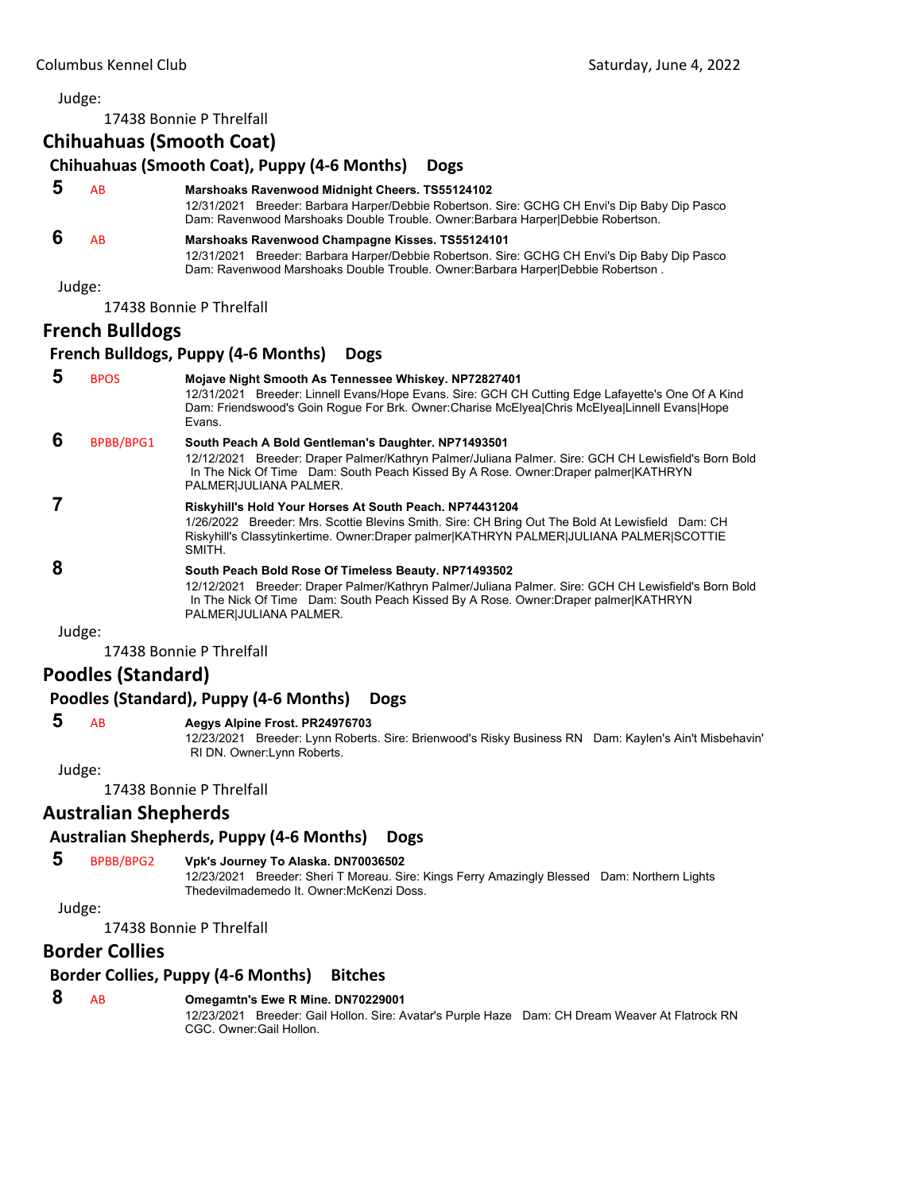Judge:

17438 Bonnie P Threlfall

## Chihuahuas (Smooth Coat)

### Chihuahuas (Smooth Coat), Puppy (4-6 Months) Dogs

**5** AB **Marshoaks Ravenwood Midnight Cheers. TS55124102**
12/31/2021 Breeder: Barbara Harper/Debbie Robertson. Sire: GCHG CH Envi's Dip Baby Dip Pasco Dam: Ravenwood Marshoaks Double Trouble. Owner:Barbara Harper|Debbie Robertson.

**6** AB **Marshoaks Ravenwood Champagne Kisses. TS55124101**
12/31/2021 Breeder: Barbara Harper/Debbie Robertson. Sire: GCHG CH Envi's Dip Baby Dip Pasco Dam: Ravenwood Marshoaks Double Trouble. Owner:Barbara Harper|Debbie Robertson .

Judge:

17438 Bonnie P Threlfall

## French Bulldogs

### French Bulldogs, Puppy (4-6 Months) Dogs

**5** BPOS **Mojave Night Smooth As Tennessee Whiskey. NP72827401**
12/31/2021 Breeder: Linnell Evans/Hope Evans. Sire: GCH CH Cutting Edge Lafayette's One Of A Kind Dam: Friendswood's Goin Rogue For Brk. Owner:Charise McElyea|Chris McElyea|Linnell Evans|Hope Evans.

**6** BPBB/BPG1 **South Peach A Bold Gentleman's Daughter. NP71493501**
12/12/2021 Breeder: Draper Palmer/Kathryn Palmer/Juliana Palmer. Sire: GCH CH Lewisfield's Born Bold In The Nick Of Time Dam: South Peach Kissed By A Rose. Owner:Draper palmer|KATHRYN PALMER|JULIANA PALMER.

**7** **Riskyhill's Hold Your Horses At South Peach. NP74431204**
1/26/2022 Breeder: Mrs. Scottie Blevins Smith. Sire: CH Bring Out The Bold At Lewisfield Dam: CH Riskyhill's Classytinkertime. Owner:Draper palmer|KATHRYN PALMER|JULIANA PALMER|SCOTTIE SMITH.

**8** **South Peach Bold Rose Of Timeless Beauty. NP71493502**
12/12/2021 Breeder: Draper Palmer/Kathryn Palmer/Juliana Palmer. Sire: GCH CH Lewisfield's Born Bold In The Nick Of Time Dam: South Peach Kissed By A Rose. Owner:Draper palmer|KATHRYN PALMER|JULIANA PALMER.

Judge:

17438 Bonnie P Threlfall

## Poodles (Standard)

### Poodles (Standard), Puppy (4-6 Months) Dogs

**5** AB **Aegys Alpine Frost. PR24976703**
12/23/2021 Breeder: Lynn Roberts. Sire: Brienwood's Risky Business RN Dam: Kaylen's Ain't Misbehavin' RI DN. Owner:Lynn Roberts.

Judge:

17438 Bonnie P Threlfall

## Australian Shepherds

### Australian Shepherds, Puppy (4-6 Months) Dogs

**5** BPBB/BPG2 **Vpk's Journey To Alaska. DN70036502**
12/23/2021 Breeder: Sheri T Moreau. Sire: Kings Ferry Amazingly Blessed Dam: Northern Lights Thedevilmademedo It. Owner:McKenzi Doss.

Judge:

17438 Bonnie P Threlfall

## Border Collies

### Border Collies, Puppy (4-6 Months) Bitches

**8** AB **Omegamtn's Ewe R Mine. DN70229001**
12/23/2021 Breeder: Gail Hollon. Sire: Avatar's Purple Haze Dam: CH Dream Weaver At Flatrock RN CGC. Owner:Gail Hollon.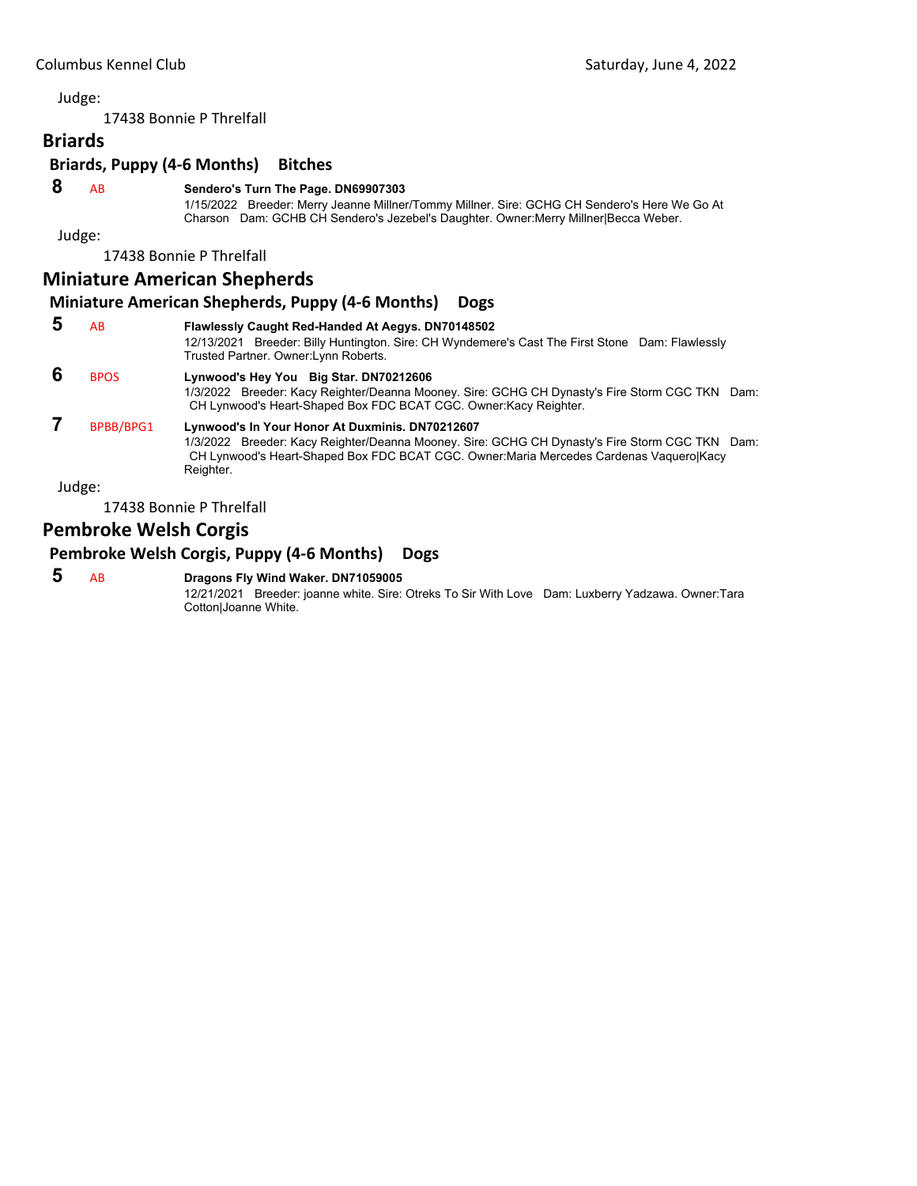Judge:

17438 Bonnie P Threlfall

## Briards

### Briards, Puppy (4-6 Months) Bitches

**8** AB **Sendero's Turn The Page. DN69907303**
1/15/2022 Breeder: Merry Jeanne Millner/Tommy Millner. Sire: GCHG CH Sendero's Here We Go At Charson Dam: GCHB CH Sendero's Jezebel's Daughter. Owner:Merry Millner|Becca Weber.

Judge:

17438 Bonnie P Threlfall

## Miniature American Shepherds

### Miniature American Shepherds, Puppy (4-6 Months) Dogs

**5** AB **Flawlessly Caught Red-Handed At Aegys. DN70148502**
12/13/2021 Breeder: Billy Huntington. Sire: CH Wyndemere's Cast The First Stone Dam: Flawlessly Trusted Partner. Owner:Lynn Roberts.

**6** BPOS **Lynwood's Hey You Big Star. DN70212606**
1/3/2022 Breeder: Kacy Reighter/Deanna Mooney. Sire: GCHG CH Dynasty's Fire Storm CGC TKN Dam: CH Lynwood's Heart-Shaped Box FDC BCAT CGC. Owner:Kacy Reighter.

**7** BPBB/BPG1 **Lynwood's In Your Honor At Duxminis. DN70212607**
1/3/2022 Breeder: Kacy Reighter/Deanna Mooney. Sire: GCHG CH Dynasty's Fire Storm CGC TKN Dam: CH Lynwood's Heart-Shaped Box FDC BCAT CGC. Owner:Maria Mercedes Cardenas Vaquero|Kacy Reighter.

Judge:

17438 Bonnie P Threlfall

## Pembroke Welsh Corgis

### Pembroke Welsh Corgis, Puppy (4-6 Months) Dogs

**5** AB **Dragons Fly Wind Waker. DN71059005**
12/21/2021 Breeder: joanne white. Sire: Otreks To Sir With Love Dam: Luxberry Yadzawa. Owner:Tara Cotton|Joanne White.